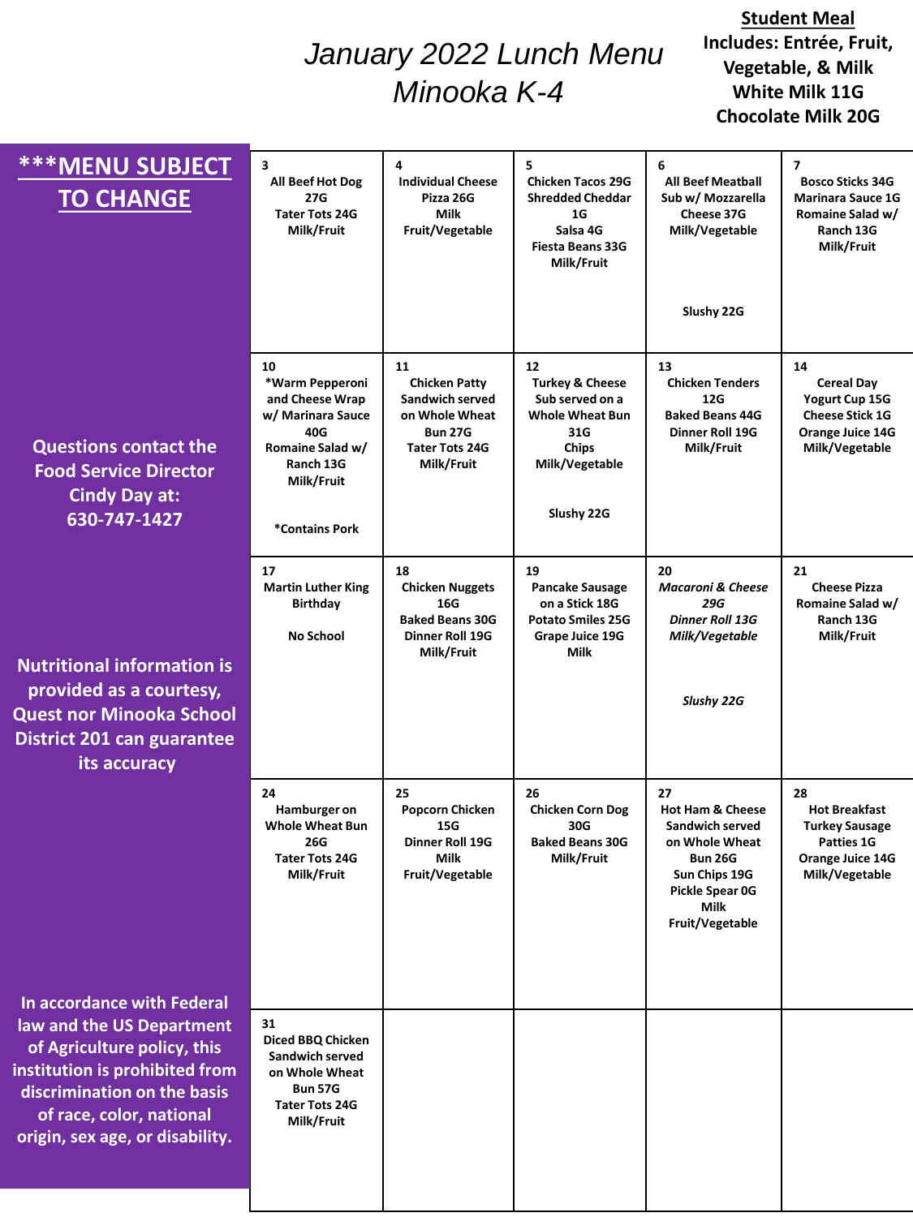# January 2022 Lunch Menu
# Minooka K-4

**Student Meal**
**Includes: Entrée, Fruit, Vegetable, & Milk**
**White Milk 11G**
**Chocolate Milk 20G**

**\*\*\*MENU SUBJECT TO CHANGE**

**Questions contact the Food Service Director Cindy Day at: 630-747-1427**

**Nutritional information is provided as a courtesy, Quest nor Minooka School District 201 can guarantee its accuracy**

**In accordance with Federal law and the US Department of Agriculture policy, this institution is prohibited from discrimination on the basis of race, color, national origin, sex age, or disability.**

| Monday | Tuesday | Wednesday | Thursday | Friday |
|---|---|---|---|---|
| **3**<br>All Beef Hot Dog 27G<br>Tater Tots 24G<br>Milk/Fruit | **4**<br>Individual Cheese Pizza 26G<br>Milk<br>Fruit/Vegetable | **5**<br>Chicken Tacos 29G<br>Shredded Cheddar 1G<br>Salsa 4G<br>Fiesta Beans 33G<br>Milk/Fruit | **6**<br>All Beef Meatball Sub w/ Mozzarella Cheese 37G<br>Milk/Vegetable<br><br>Slushy 22G | **7**<br>Bosco Sticks 34G<br>Marinara Sauce 1G<br>Romaine Salad w/ Ranch 13G<br>Milk/Fruit |
| **10**<br>*Warm Pepperoni and Cheese Wrap w/ Marinara Sauce 40G<br>Romaine Salad w/ Ranch 13G<br>Milk/Fruit<br><br>*Contains Pork | **11**<br>Chicken Patty Sandwich served on Whole Wheat Bun 27G<br>Tater Tots 24G<br>Milk/Fruit | **12**<br>Turkey & Cheese Sub served on a Whole Wheat Bun 31G<br>Chips<br>Milk/Vegetable<br><br>Slushy 22G | **13**<br>Chicken Tenders 12G<br>Baked Beans 44G<br>Dinner Roll 19G<br>Milk/Fruit | **14**<br>Cereal Day<br>Yogurt Cup 15G<br>Cheese Stick 1G<br>Orange Juice 14G<br>Milk/Vegetable |
| **17**<br>Martin Luther King Birthday<br><br>No School | **18**<br>Chicken Nuggets 16G<br>Baked Beans 30G<br>Dinner Roll 19G<br>Milk/Fruit | **19**<br>Pancake Sausage on a Stick 18G<br>Potato Smiles 25G<br>Grape Juice 19G<br>Milk | **20**<br>*Macaroni & Cheese 29G*<br>*Dinner Roll 13G*<br>*Milk/Vegetable*<br><br>*Slushy 22G* | **21**<br>Cheese Pizza<br>Romaine Salad w/ Ranch 13G<br>Milk/Fruit |
| **24**<br>Hamburger on Whole Wheat Bun 26G<br>Tater Tots 24G<br>Milk/Fruit | **25**<br>Popcorn Chicken 15G<br>Dinner Roll 19G<br>Milk<br>Fruit/Vegetable | **26**<br>Chicken Corn Dog 30G<br>Baked Beans 30G<br>Milk/Fruit | **27**<br>Hot Ham & Cheese Sandwich served on Whole Wheat Bun 26G<br>Sun Chips 19G<br>Pickle Spear 0G<br>Milk<br>Fruit/Vegetable | **28**<br>Hot Breakfast<br>Turkey Sausage Patties 1G<br>Orange Juice 14G<br>Milk/Vegetable |
| **31**<br>Diced BBQ Chicken Sandwich served on Whole Wheat Bun 57G<br>Tater Tots 24G<br>Milk/Fruit | | | | |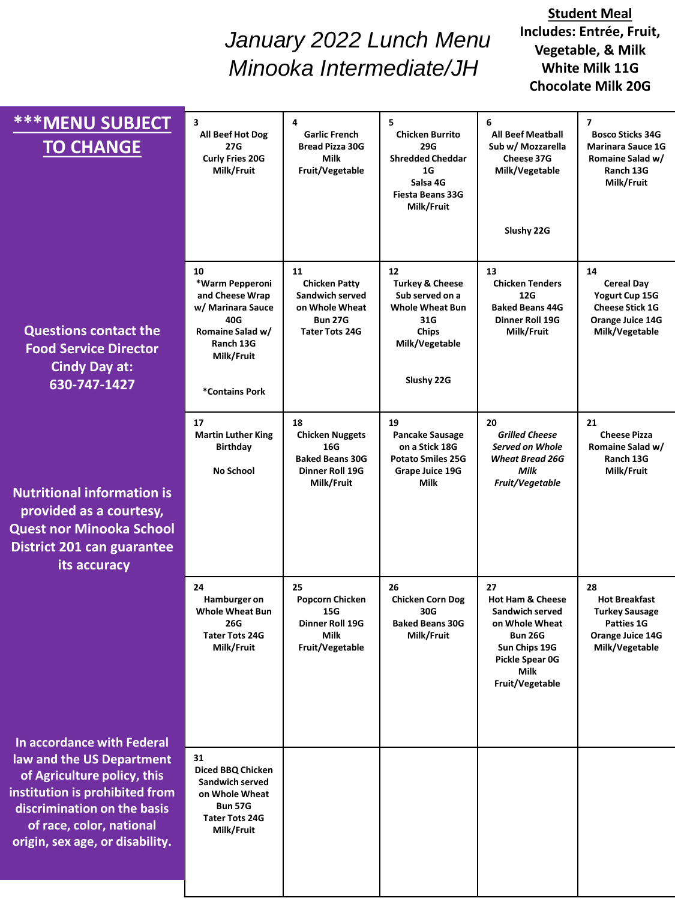# January 2022 Lunch Menu
# Minooka Intermediate/JH

**Student Meal**
**Includes: Entrée, Fruit, Vegetable, & Milk**
**White Milk 11G**
**Chocolate Milk 20G**

**\*\*\*MENU SUBJECT TO CHANGE**

**Questions contact the Food Service Director Cindy Day at: 630-747-1427**

**Nutritional information is provided as a courtesy, Quest nor Minooka School District 201 can guarantee its accuracy**

**In accordance with Federal law and the US Department of Agriculture policy, this institution is prohibited from discrimination on the basis of race, color, national origin, sex age, or disability.**

| | | | | |
|---|---|---|---|---|
| **3**<br>All Beef Hot Dog 27G<br>Curly Fries 20G<br>Milk/Fruit | **4**<br>Garlic French Bread Pizza 30G<br>Milk<br>Fruit/Vegetable | **5**<br>Chicken Burrito 29G<br>Shredded Cheddar 1G<br>Salsa 4G<br>Fiesta Beans 33G<br>Milk/Fruit | **6**<br>All Beef Meatball Sub w/ Mozzarella Cheese 37G<br>Milk/Vegetable<br><br>Slushy 22G | **7**<br>Bosco Sticks 34G<br>Marinara Sauce 1G<br>Romaine Salad w/ Ranch 13G<br>Milk/Fruit |
| **10**<br>*Warm Pepperoni and Cheese Wrap w/ Marinara Sauce 40G<br>Romaine Salad w/ Ranch 13G<br>Milk/Fruit<br><br>*Contains Pork | **11**<br>Chicken Patty Sandwich served on Whole Wheat Bun 27G<br>Tater Tots 24G | **12**<br>Turkey & Cheese Sub served on a Whole Wheat Bun 31G<br>Chips<br>Milk/Vegetable<br><br>Slushy 22G | **13**<br>Chicken Tenders 12G<br>Baked Beans 44G<br>Dinner Roll 19G<br>Milk/Fruit | **14**<br>Cereal Day<br>Yogurt Cup 15G<br>Cheese Stick 1G<br>Orange Juice 14G<br>Milk/Vegetable |
| **17**<br>Martin Luther King Birthday<br><br>No School | **18**<br>Chicken Nuggets 16G<br>Baked Beans 30G<br>Dinner Roll 19G<br>Milk/Fruit | **19**<br>Pancake Sausage on a Stick 18G<br>Potato Smiles 25G<br>Grape Juice 19G<br>Milk | **20**<br>*Grilled Cheese Served on Whole Wheat Bread 26G*<br>*Milk*<br>*Fruit/Vegetable* | **21**<br>Cheese Pizza<br>Romaine Salad w/ Ranch 13G<br>Milk/Fruit |
| **24**<br>Hamburger on Whole Wheat Bun 26G<br>Tater Tots 24G<br>Milk/Fruit | **25**<br>Popcorn Chicken 15G<br>Dinner Roll 19G<br>Milk<br>Fruit/Vegetable | **26**<br>Chicken Corn Dog 30G<br>Baked Beans 30G<br>Milk/Fruit | **27**<br>Hot Ham & Cheese Sandwich served on Whole Wheat Bun 26G<br>Sun Chips 19G<br>Pickle Spear 0G<br>Milk<br>Fruit/Vegetable | **28**<br>Hot Breakfast<br>Turkey Sausage Patties 1G<br>Orange Juice 14G<br>Milk/Vegetable |
| **31**<br>Diced BBQ Chicken Sandwich served on Whole Wheat Bun 57G<br>Tater Tots 24G<br>Milk/Fruit | | | | |